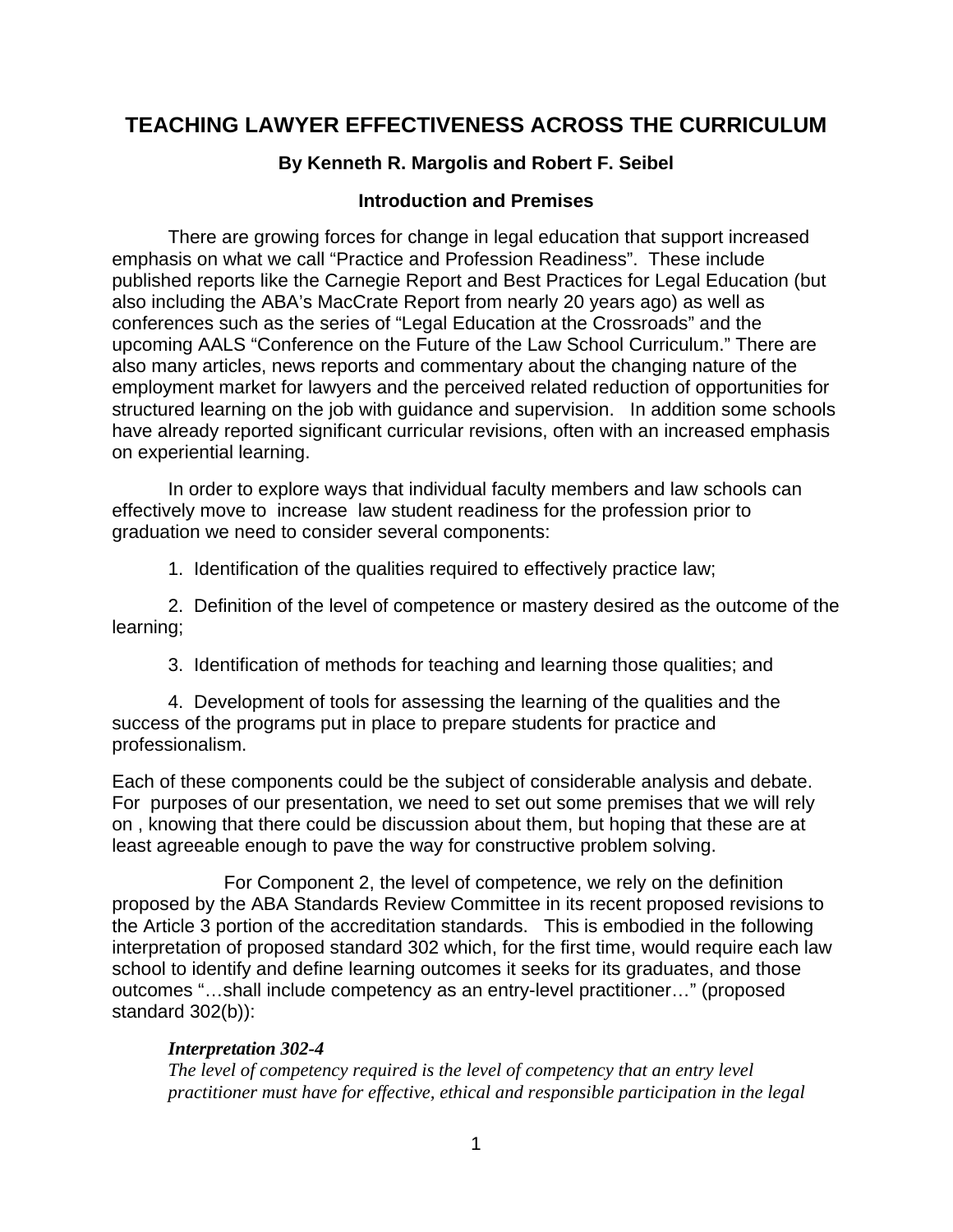# TEACHING LAWYER EFFECTIVENESS ACROSS THE CURRICULUM

### By Kenneth R. Margolis and Robert F. Seibel

### Introduction and Premises

There are growing forces for change in legal education that support increased emphasis on what we call "Practice and Profession Readiness". These include published reports like the Carnegie Report and Best Practices for Legal Education (but also including the ABA's MacCrate Report from nearly 20 years ago) as well as conferences such as the series of "Legal Education at the Crossroads" and the upcoming AALS "Conference on the Future of the Law School Curriculum." There are also many articles, news reports and commentary about the changing nature of the employment market for lawyers and the perceived related reduction of opportunities for structured learning on the job with guidance and supervision. In addition some schools have already reported significant curricular revisions, often with an increased emphasis on experiential learning.

In order to explore ways that individual faculty members and law schools can effectively move to increase law student readiness for the profession prior to graduation we need to consider several components:

1. Identification of the qualities required to effectively practice law;

2. Definition of the level of competence or mastery desired as the outcome of the learning;

3. Identification of methods for teaching and learning those qualities; and

4. Development of tools for assessing the learning of the qualities and the success of the programs put in place to prepare students for practice and professionalism.

Each of these components could be the subject of considerable analysis and debate. For purposes of our presentation, we need to set out some premises that we will rely on , knowing that there could be discussion about them, but hoping that these are at least agreeable enough to pave the way for constructive problem solving.

For Component 2, the level of competence, we rely on the definition proposed by the ABA Standards Review Committee in its recent proposed revisions to the Article 3 portion of the accreditation standards. This is embodied in the following interpretation of proposed standard 302 which, for the first time, would require each law school to identify and define learning outcomes it seeks for its graduates, and those outcomes "…shall include competency as an entry-level practitioner…" (proposed standard 302(b)):

> ***Interpretation 302-4***
> *The level of competency required is the level of competency that an entry level practitioner must have for effective, ethical and responsible participation in the legal*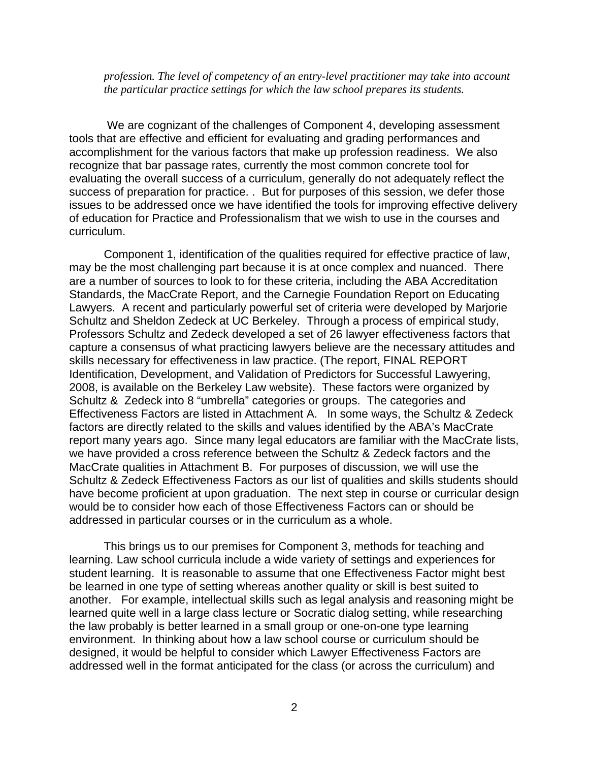*profession. The level of competency of an entry-level practitioner may take into account the particular practice settings for which the law school prepares its students.*

We are cognizant of the challenges of Component 4, developing assessment tools that are effective and efficient for evaluating and grading performances and accomplishment for the various factors that make up profession readiness. We also recognize that bar passage rates, currently the most common concrete tool for evaluating the overall success of a curriculum, generally do not adequately reflect the success of preparation for practice. . But for purposes of this session, we defer those issues to be addressed once we have identified the tools for improving effective delivery of education for Practice and Professionalism that we wish to use in the courses and curriculum.

Component 1, identification of the qualities required for effective practice of law, may be the most challenging part because it is at once complex and nuanced. There are a number of sources to look to for these criteria, including the ABA Accreditation Standards, the MacCrate Report, and the Carnegie Foundation Report on Educating Lawyers. A recent and particularly powerful set of criteria were developed by Marjorie Schultz and Sheldon Zedeck at UC Berkeley. Through a process of empirical study, Professors Schultz and Zedeck developed a set of 26 lawyer effectiveness factors that capture a consensus of what practicing lawyers believe are the necessary attitudes and skills necessary for effectiveness in law practice. (The report, FINAL REPORT Identification, Development, and Validation of Predictors for Successful Lawyering, 2008, is available on the Berkeley Law website). These factors were organized by Schultz & Zedeck into 8 "umbrella" categories or groups. The categories and Effectiveness Factors are listed in Attachment A. In some ways, the Schultz & Zedeck factors are directly related to the skills and values identified by the ABA's MacCrate report many years ago. Since many legal educators are familiar with the MacCrate lists, we have provided a cross reference between the Schultz & Zedeck factors and the MacCrate qualities in Attachment B. For purposes of discussion, we will use the Schultz & Zedeck Effectiveness Factors as our list of qualities and skills students should have become proficient at upon graduation. The next step in course or curricular design would be to consider how each of those Effectiveness Factors can or should be addressed in particular courses or in the curriculum as a whole.

This brings us to our premises for Component 3, methods for teaching and learning. Law school curricula include a wide variety of settings and experiences for student learning. It is reasonable to assume that one Effectiveness Factor might best be learned in one type of setting whereas another quality or skill is best suited to another. For example, intellectual skills such as legal analysis and reasoning might be learned quite well in a large class lecture or Socratic dialog setting, while researching the law probably is better learned in a small group or one-on-one type learning environment. In thinking about how a law school course or curriculum should be designed, it would be helpful to consider which Lawyer Effectiveness Factors are addressed well in the format anticipated for the class (or across the curriculum) and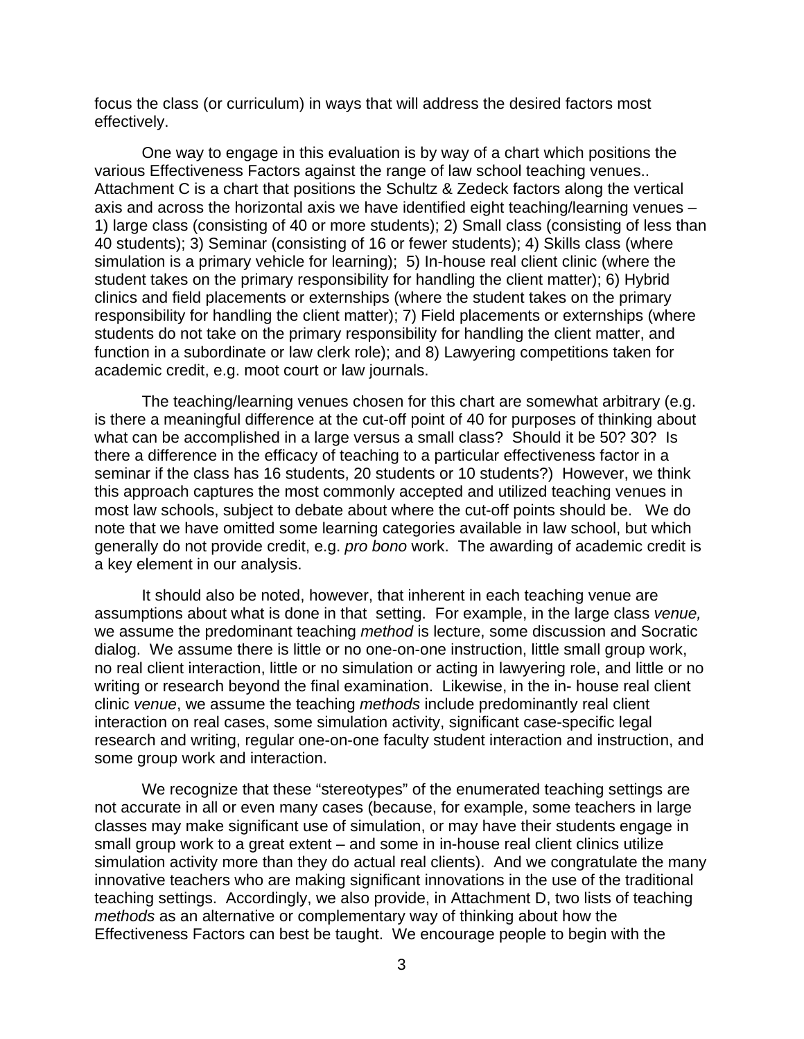focus the class (or curriculum) in ways that will address the desired factors most effectively.

One way to engage in this evaluation is by way of a chart which positions the various Effectiveness Factors against the range of law school teaching venues.. Attachment C is a chart that positions the Schultz & Zedeck factors along the vertical axis and across the horizontal axis we have identified eight teaching/learning venues – 1) large class (consisting of 40 or more students); 2) Small class (consisting of less than 40 students); 3) Seminar (consisting of 16 or fewer students); 4) Skills class (where simulation is a primary vehicle for learning); 5) In-house real client clinic (where the student takes on the primary responsibility for handling the client matter); 6) Hybrid clinics and field placements or externships (where the student takes on the primary responsibility for handling the client matter); 7) Field placements or externships (where students do not take on the primary responsibility for handling the client matter, and function in a subordinate or law clerk role); and 8) Lawyering competitions taken for academic credit, e.g. moot court or law journals.

The teaching/learning venues chosen for this chart are somewhat arbitrary (e.g. is there a meaningful difference at the cut-off point of 40 for purposes of thinking about what can be accomplished in a large versus a small class? Should it be 50? 30? Is there a difference in the efficacy of teaching to a particular effectiveness factor in a seminar if the class has 16 students, 20 students or 10 students?) However, we think this approach captures the most commonly accepted and utilized teaching venues in most law schools, subject to debate about where the cut-off points should be. We do note that we have omitted some learning categories available in law school, but which generally do not provide credit, e.g. *pro bono* work. The awarding of academic credit is a key element in our analysis.

It should also be noted, however, that inherent in each teaching venue are assumptions about what is done in that setting. For example, in the large class *venue,* we assume the predominant teaching *method* is lecture, some discussion and Socratic dialog. We assume there is little or no one-on-one instruction, little small group work, no real client interaction, little or no simulation or acting in lawyering role, and little or no writing or research beyond the final examination. Likewise, in the in- house real client clinic *venue*, we assume the teaching *methods* include predominantly real client interaction on real cases, some simulation activity, significant case-specific legal research and writing, regular one-on-one faculty student interaction and instruction, and some group work and interaction.

We recognize that these "stereotypes" of the enumerated teaching settings are not accurate in all or even many cases (because, for example, some teachers in large classes may make significant use of simulation, or may have their students engage in small group work to a great extent – and some in in-house real client clinics utilize simulation activity more than they do actual real clients). And we congratulate the many innovative teachers who are making significant innovations in the use of the traditional teaching settings. Accordingly, we also provide, in Attachment D, two lists of teaching *methods* as an alternative or complementary way of thinking about how the Effectiveness Factors can best be taught. We encourage people to begin with the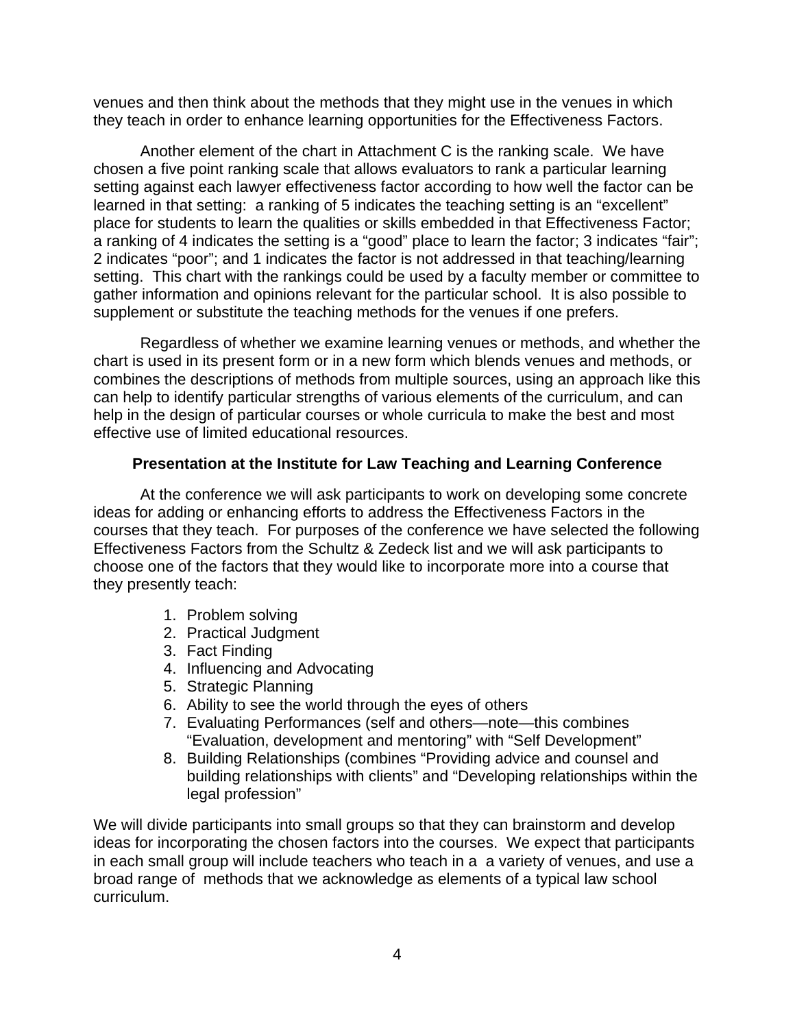venues and then think about the methods that they might use in the venues in which they teach in order to enhance learning opportunities for the Effectiveness Factors.

Another element of the chart in Attachment C is the ranking scale. We have chosen a five point ranking scale that allows evaluators to rank a particular learning setting against each lawyer effectiveness factor according to how well the factor can be learned in that setting: a ranking of 5 indicates the teaching setting is an "excellent" place for students to learn the qualities or skills embedded in that Effectiveness Factor; a ranking of 4 indicates the setting is a "good" place to learn the factor; 3 indicates "fair"; 2 indicates "poor"; and 1 indicates the factor is not addressed in that teaching/learning setting. This chart with the rankings could be used by a faculty member or committee to gather information and opinions relevant for the particular school. It is also possible to supplement or substitute the teaching methods for the venues if one prefers.

Regardless of whether we examine learning venues or methods, and whether the chart is used in its present form or in a new form which blends venues and methods, or combines the descriptions of methods from multiple sources, using an approach like this can help to identify particular strengths of various elements of the curriculum, and can help in the design of particular courses or whole curricula to make the best and most effective use of limited educational resources.

### Presentation at the Institute for Law Teaching and Learning Conference

At the conference we will ask participants to work on developing some concrete ideas for adding or enhancing efforts to address the Effectiveness Factors in the courses that they teach. For purposes of the conference we have selected the following Effectiveness Factors from the Schultz & Zedeck list and we will ask participants to choose one of the factors that they would like to incorporate more into a course that they presently teach:

1. Problem solving
2. Practical Judgment
3. Fact Finding
4. Influencing and Advocating
5. Strategic Planning
6. Ability to see the world through the eyes of others
7. Evaluating Performances (self and others—note—this combines "Evaluation, development and mentoring" with "Self Development"
8. Building Relationships (combines "Providing advice and counsel and building relationships with clients" and "Developing relationships within the legal profession"

We will divide participants into small groups so that they can brainstorm and develop ideas for incorporating the chosen factors into the courses. We expect that participants in each small group will include teachers who teach in a variety of venues, and use a broad range of methods that we acknowledge as elements of a typical law school curriculum.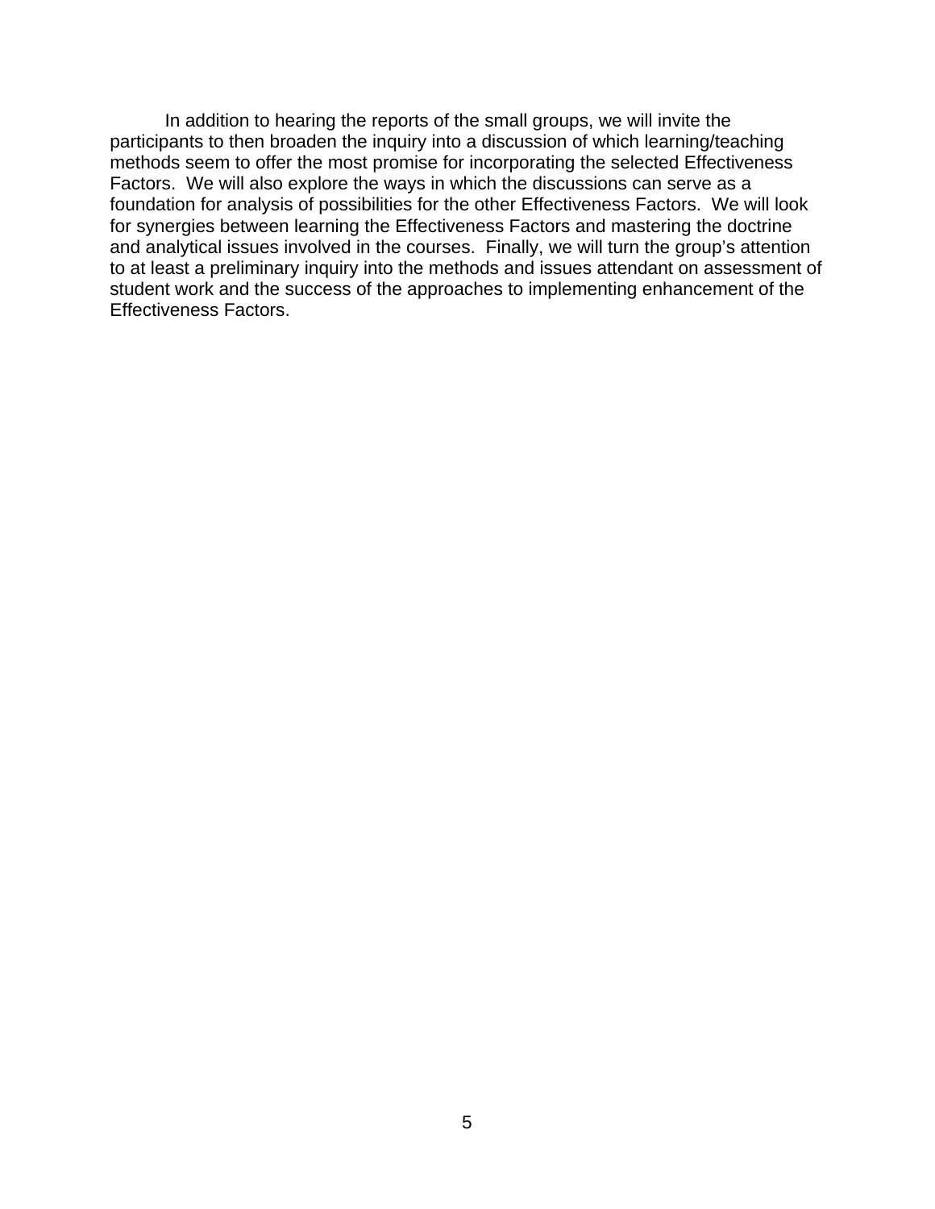In addition to hearing the reports of the small groups, we will invite the participants to then broaden the inquiry into a discussion of which learning/teaching methods seem to offer the most promise for incorporating the selected Effectiveness Factors. We will also explore the ways in which the discussions can serve as a foundation for analysis of possibilities for the other Effectiveness Factors. We will look for synergies between learning the Effectiveness Factors and mastering the doctrine and analytical issues involved in the courses. Finally, we will turn the group's attention to at least a preliminary inquiry into the methods and issues attendant on assessment of student work and the success of the approaches to implementing enhancement of the Effectiveness Factors.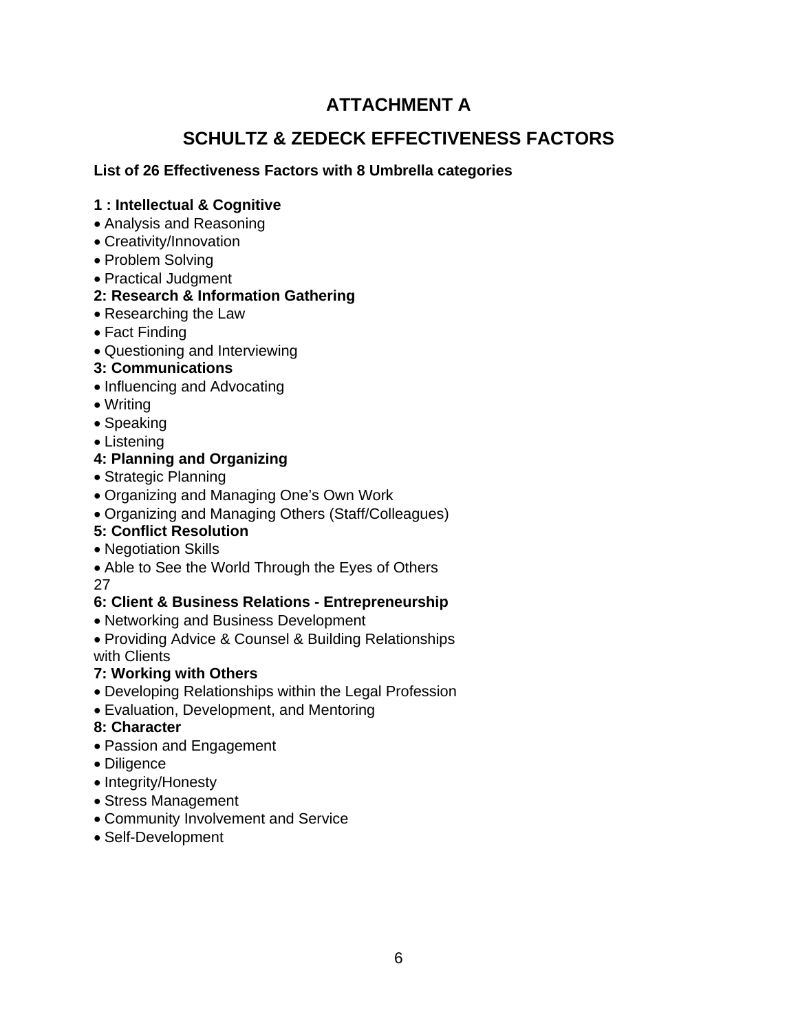# ATTACHMENT A

## SCHULTZ & ZEDECK EFFECTIVENESS FACTORS

**List of 26 Effectiveness Factors with 8 Umbrella categories**

**1 : Intellectual & Cognitive**

- Analysis and Reasoning
- Creativity/Innovation
- Problem Solving
- Practical Judgment

**2: Research & Information Gathering**

- Researching the Law
- Fact Finding
- Questioning and Interviewing

**3: Communications**

- Influencing and Advocating
- Writing
- Speaking
- Listening

**4: Planning and Organizing**

- Strategic Planning
- Organizing and Managing One's Own Work
- Organizing and Managing Others (Staff/Colleagues)

**5: Conflict Resolution**

- Negotiation Skills
- Able to See the World Through the Eyes of Others

27

**6: Client & Business Relations - Entrepreneurship**

- Networking and Business Development
- Providing Advice & Counsel & Building Relationships with Clients

**7: Working with Others**

- Developing Relationships within the Legal Profession
- Evaluation, Development, and Mentoring

**8: Character**

- Passion and Engagement
- Diligence
- Integrity/Honesty
- Stress Management
- Community Involvement and Service
- Self-Development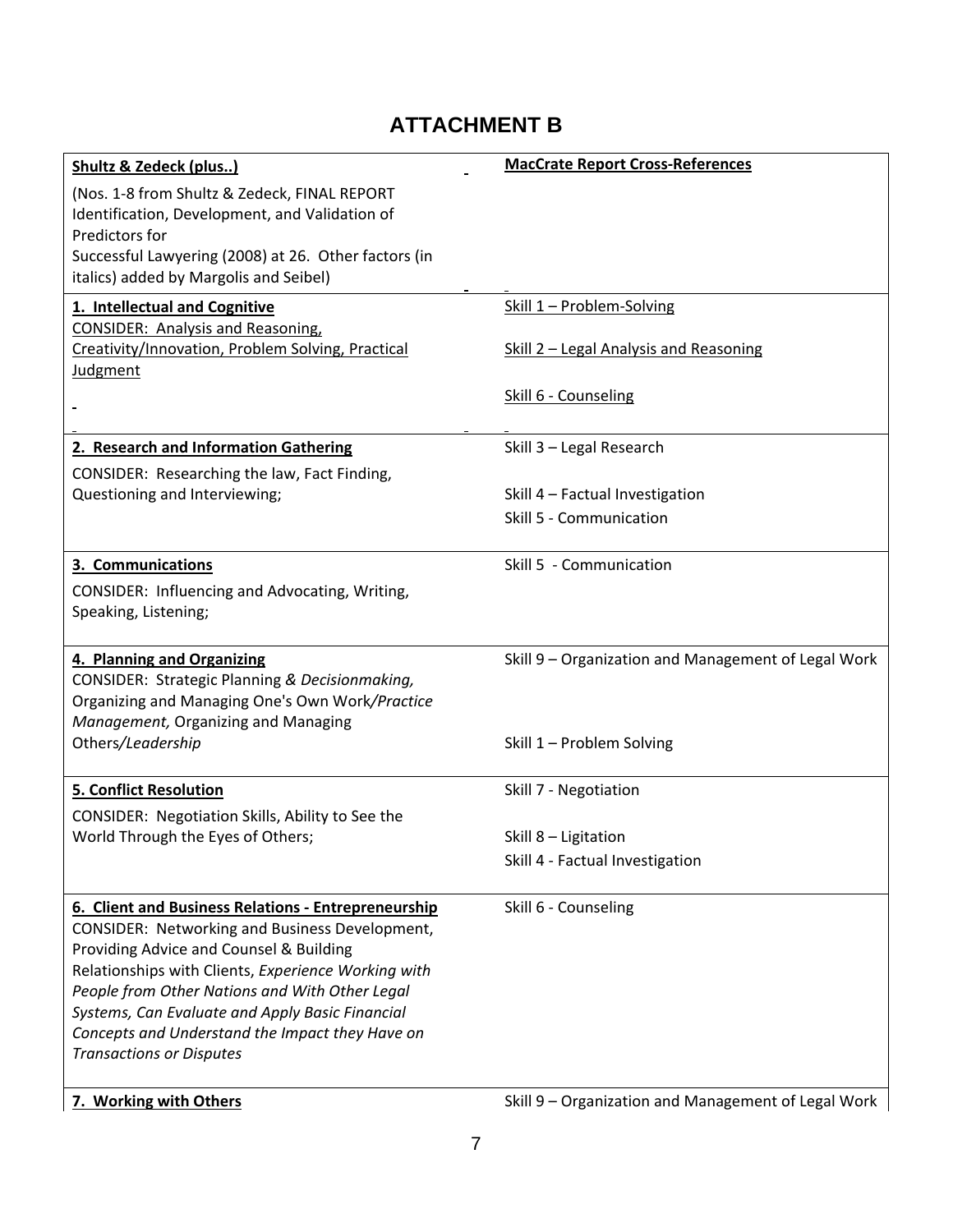# ATTACHMENT B

| **Shultz & Zedeck (plus..)**<br>(Nos. 1-8 from Shultz & Zedeck, FINAL REPORT Identification, Development, and Validation of Predictors for Successful Lawyering (2008) at 26. Other factors (in italics) added by Margolis and Seibel) | **MacCrate Report Cross-References** |
|---|---|
| **1. Intellectual and Cognitive**<br>CONSIDER: Analysis and Reasoning, Creativity/Innovation, Problem Solving, Practical Judgment | Skill 1 – Problem-Solving<br>Skill 2 – Legal Analysis and Reasoning<br>Skill 6 - Counseling |
| **2. Research and Information Gathering**<br>CONSIDER: Researching the law, Fact Finding, Questioning and Interviewing; | Skill 3 – Legal Research<br>Skill 4 – Factual Investigation<br>Skill 5 - Communication |
| **3. Communications**<br>CONSIDER: Influencing and Advocating, Writing, Speaking, Listening; | Skill 5 - Communication |
| **4. Planning and Organizing**<br>CONSIDER: Strategic Planning *& Decisionmaking,* Organizing and Managing One's Own Work*/Practice Management,* Organizing and Managing Others*/Leadership* | Skill 9 – Organization and Management of Legal Work<br>Skill 1 – Problem Solving |
| **5. Conflict Resolution**<br>CONSIDER: Negotiation Skills, Ability to See the World Through the Eyes of Others; | Skill 7 - Negotiation<br>Skill 8 – Ligitation<br>Skill 4 - Factual Investigation |
| **6. Client and Business Relations - Entrepreneurship**<br>CONSIDER: Networking and Business Development, Providing Advice and Counsel & Building Relationships with Clients, *Experience Working with People from Other Nations and With Other Legal Systems, Can Evaluate and Apply Basic Financial Concepts and Understand the Impact they Have on Transactions or Disputes* | Skill 6 - Counseling |
| **7. Working with Others** | Skill 9 – Organization and Management of Legal Work |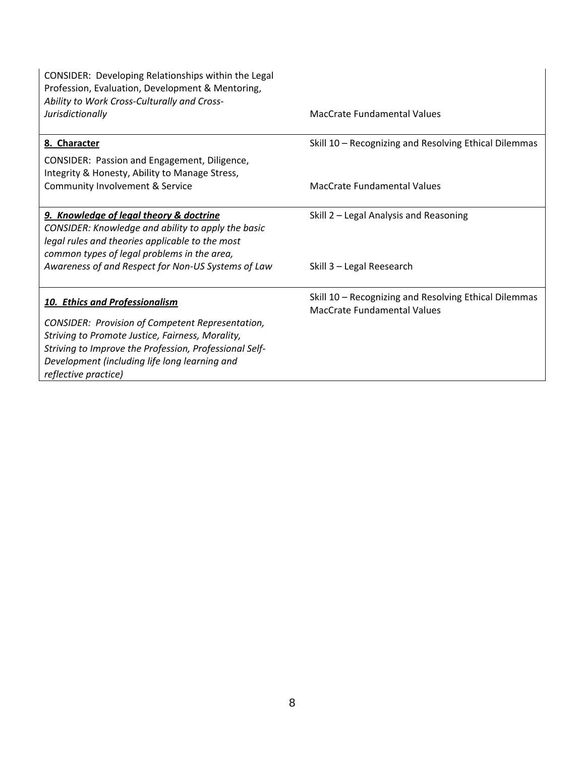| | |
|---|---|
| CONSIDER: Developing Relationships within the Legal Profession, Evaluation, Development & Mentoring, *Ability to Work Cross-Culturally and Cross-Jurisdictionally* | MacCrate Fundamental Values |
| **8. Character**<br>CONSIDER: Passion and Engagement, Diligence, Integrity & Honesty, Ability to Manage Stress, Community Involvement & Service | Skill 10 – Recognizing and Resolving Ethical Dilemmas<br>MacCrate Fundamental Values |
| ***9. Knowledge of legal theory & doctrine***<br>*CONSIDER: Knowledge and ability to apply the basic legal rules and theories applicable to the most common types of legal problems in the area, Awareness of and Respect for Non-US Systems of Law* | Skill 2 – Legal Analysis and Reasoning<br>Skill 3 – Legal Reesearch |
| ***10. Ethics and Professionalism***<br>*CONSIDER: Provision of Competent Representation, Striving to Promote Justice, Fairness, Morality, Striving to Improve the Profession, Professional Self-Development (including life long learning and reflective practice)* | Skill 10 – Recognizing and Resolving Ethical Dilemmas<br>MacCrate Fundamental Values |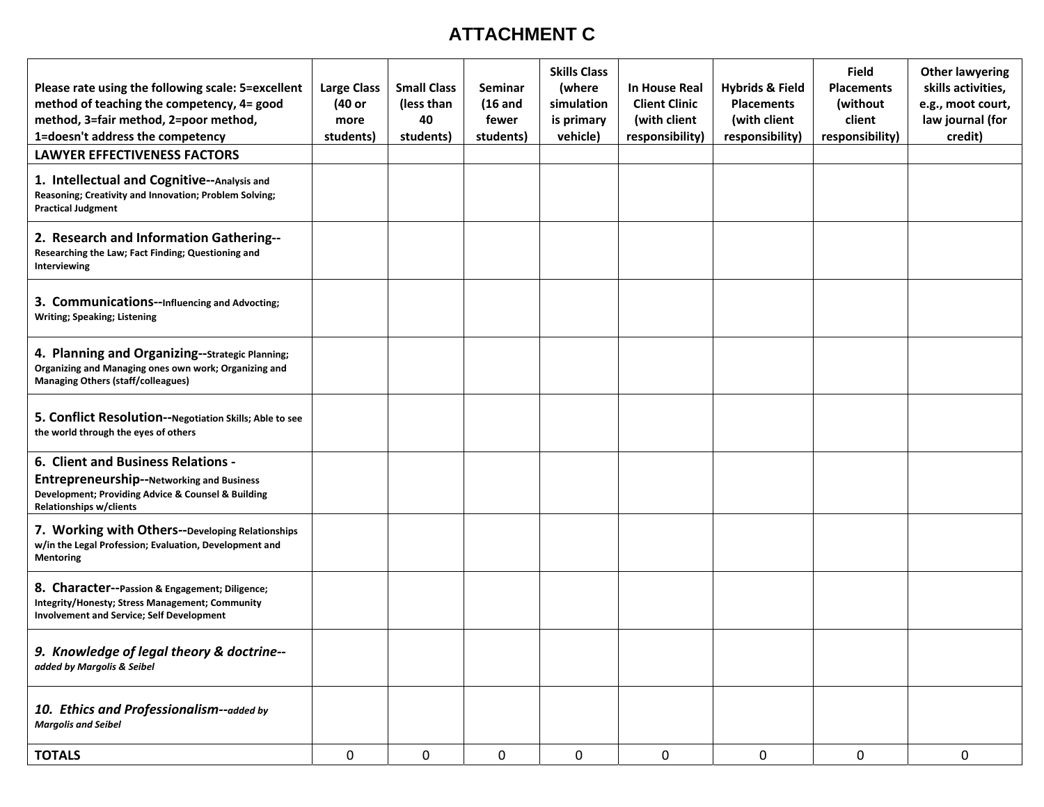# ATTACHMENT C

| Please rate using the following scale: 5=excellent method of teaching the competency, 4= good method, 3=fair method, 2=poor method, 1=doesn't address the competency | Large Class (40 or more students) | Small Class (less than 40 students) | Seminar (16 and fewer students) | Skills Class (where simulation is primary vehicle) | In House Real Client Clinic (with client responsibility) | Hybrids & Field Placements (with client responsibility) | Field Placements (without client responsibility) | Other lawyering skills activities, e.g., moot court, law journal (for credit) |
|---|---|---|---|---|---|---|---|---|
| **LAWYER EFFECTIVENESS FACTORS** | | | | | | | | |
| **1. Intellectual and Cognitive--Analysis and Reasoning; Creativity and Innovation; Problem Solving; Practical Judgment** | | | | | | | | |
| **2. Research and Information Gathering--Researching the Law; Fact Finding; Questioning and Interviewing** | | | | | | | | |
| **3. Communications--Influencing and Advocting; Writing; Speaking; Listening** | | | | | | | | |
| **4. Planning and Organizing--Strategic Planning; Organizing and Managing ones own work; Organizing and Managing Others (staff/colleagues)** | | | | | | | | |
| **5. Conflict Resolution--Negotiation Skills; Able to see the world through the eyes of others** | | | | | | | | |
| **6. Client and Business Relations - Entrepreneurship--Networking and Business Development; Providing Advice & Counsel & Building Relationships w/clients** | | | | | | | | |
| **7. Working with Others--Developing Relationships w/in the Legal Profession; Evaluation, Development and Mentoring** | | | | | | | | |
| **8. Character--Passion & Engagement; Diligence; Integrity/Honesty; Stress Management; Community Involvement and Service; Self Development** | | | | | | | | |
| ***9. Knowledge of legal theory & doctrine--added by Margolis & Seibel*** | | | | | | | | |
| ***10. Ethics and Professionalism--added by Margolis and Seibel*** | | | | | | | | |
| **TOTALS** | 0 | 0 | 0 | 0 | 0 | 0 | 0 | 0 |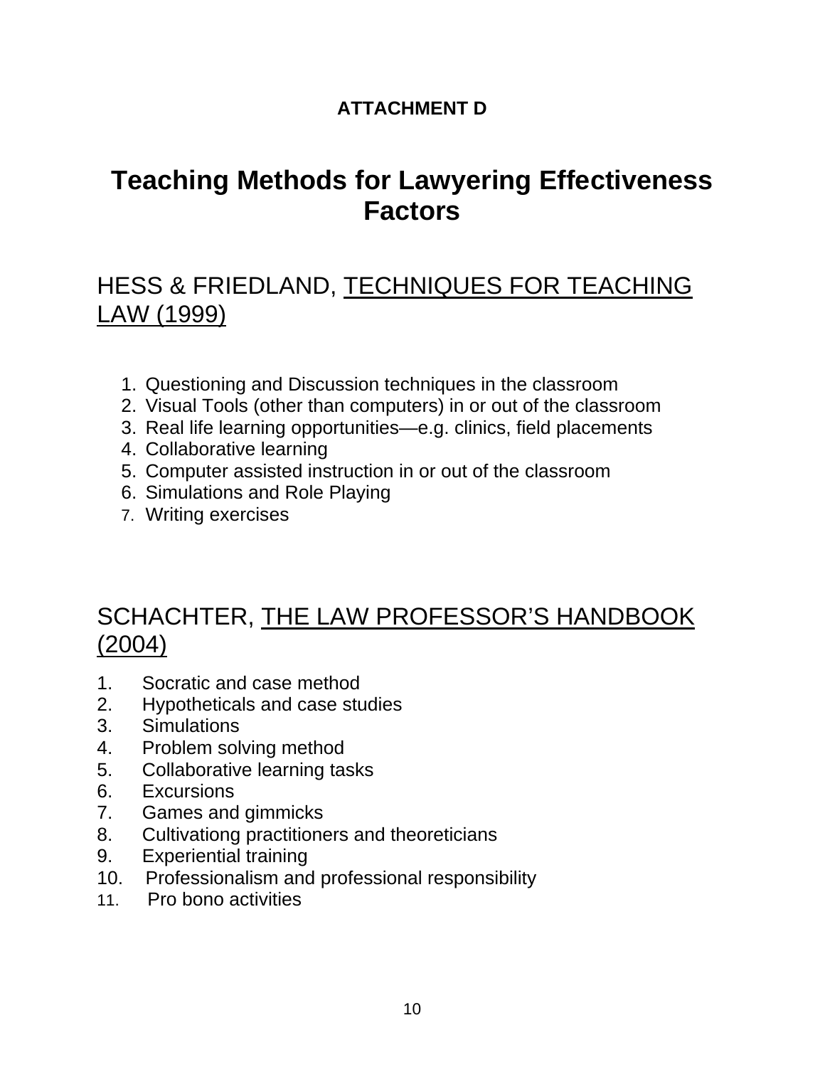**ATTACHMENT D**

# Teaching Methods for Lawyering Effectiveness Factors

## HESS & FRIEDLAND, TECHNIQUES FOR TEACHING LAW (1999)

1. Questioning and Discussion techniques in the classroom
2. Visual Tools (other than computers) in or out of the classroom
3. Real life learning opportunities—e.g. clinics, field placements
4. Collaborative learning
5. Computer assisted instruction in or out of the classroom
6. Simulations and Role Playing
7. Writing exercises

## SCHACHTER, THE LAW PROFESSOR'S HANDBOOK (2004)

1. Socratic and case method
2. Hypotheticals and case studies
3. Simulations
4. Problem solving method
5. Collaborative learning tasks
6. Excursions
7. Games and gimmicks
8. Cultivationg practitioners and theoreticians
9. Experiential training
10. Professionalism and professional responsibility
11. Pro bono activities